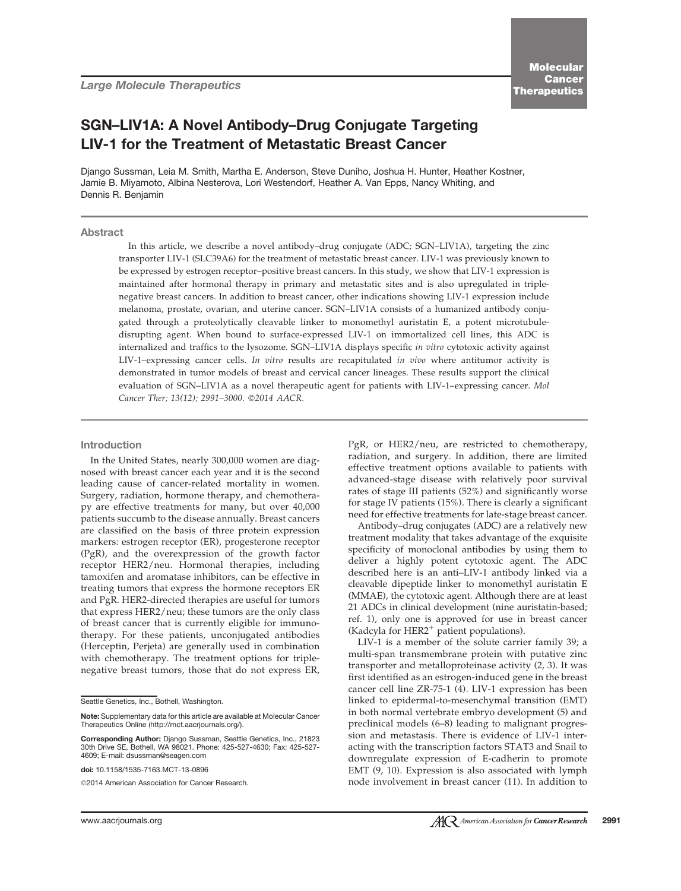*Large Molecule Therapeutics*

# SGN–LIV1A: A Novel Antibody–Drug Conjugate Targeting LIV-1 for the Treatment of Metastatic Breast Cancer

Django Sussman, Leia M. Smith, Martha E. Anderson, Steve Duniho, Joshua H. Hunter, Heather Kostner, Jamie B. Miyamoto, Albina Nesterova, Lori Westendorf, Heather A. Van Epps, Nancy Whiting, and Dennis R. Benjamin

## Abstract

In this article, we describe a novel antibody–drug conjugate (ADC; SGN–LIV1A), targeting the zinc transporter LIV-1 (SLC39A6) for the treatment of metastatic breast cancer. LIV-1 was previously known to be expressed by estrogen receptor–positive breast cancers. In this study, we show that LIV-1 expression is maintained after hormonal therapy in primary and metastatic sites and is also upregulated in triple-negative breast cancers. In addition to breast cancer, other indications showing LIV-1 expression include melanoma, prostate, ovarian, and uterine cancer. SGN–LIV1A consists of a humanized antibody conjugated through a proteolytically cleavable linker to monomethyl auristatin E, a potent microtubule-disrupting agent. When bound to surface-expressed LIV-1 on immortalized cell lines, this ADC is internalized and traffics to the lysozome. SGN–LIV1A displays specific *in vitro* cytotoxic activity against LIV-1–expressing cancer cells. *In vitro* results are recapitulated *in vivo* where antitumor activity is demonstrated in tumor models of breast and cervical cancer lineages. These results support the clinical evaluation of SGN–LIV1A as a novel therapeutic agent for patients with LIV-1–expressing cancer. *Mol Cancer Ther; 13(12); 2991–3000. ©2014 AACR.*

## Introduction

In the United States, nearly 300,000 women are diagnosed with breast cancer each year and it is the second leading cause of cancer-related mortality in women. Surgery, radiation, hormone therapy, and chemotherapy are effective treatments for many, but over 40,000 patients succumb to the disease annually. Breast cancers are classified on the basis of three protein expression markers: estrogen receptor (ER), progesterone receptor (PgR), and the overexpression of the growth factor receptor HER2/neu. Hormonal therapies, including tamoxifen and aromatase inhibitors, can be effective in treating tumors that express the hormone receptors ER and PgR. HER2-directed therapies are useful for tumors that express HER2/neu; these tumors are the only class of breast cancer that is currently eligible for immunotherapy. For these patients, unconjugated antibodies (Herceptin, Perjeta) are generally used in combination with chemotherapy. The treatment options for triple-negative breast tumors, those that do not express ER, PgR, or HER2/neu, are restricted to chemotherapy, radiation, and surgery. In addition, there are limited effective treatment options available to patients with advanced-stage disease with relatively poor survival rates of stage III patients (52%) and significantly worse for stage IV patients (15%). There is clearly a significant need for effective treatments for late-stage breast cancer.

Antibody–drug conjugates (ADC) are a relatively new treatment modality that takes advantage of the exquisite specificity of monoclonal antibodies by using them to deliver a highly potent cytotoxic agent. The ADC described here is an anti–LIV-1 antibody linked via a cleavable dipeptide linker to monomethyl auristatin E (MMAE), the cytotoxic agent. Although there are at least 21 ADCs in clinical development (nine auristatin-based; ref. 1), only one is approved for use in breast cancer (Kadcyla for HER2$^{+}$ patient populations).

LIV-1 is a member of the solute carrier family 39; a multi-span transmembrane protein with putative zinc transporter and metalloproteinase activity (2, 3). It was first identified as an estrogen-induced gene in the breast cancer cell line ZR-75-1 (4). LIV-1 expression has been linked to epidermal-to-mesenchymal transition (EMT) in both normal vertebrate embryo development (5) and preclinical models (6–8) leading to malignant progression and metastasis. There is evidence of LIV-1 interacting with the transcription factors STAT3 and Snail to downregulate expression of E-cadherin to promote EMT (9, 10). Expression is also associated with lymph node involvement in breast cancer (11). In addition to

Seattle Genetics, Inc., Bothell, Washington.

**Note:** Supplementary data for this article are available at Molecular Cancer Therapeutics Online (http://mct.aacrjournals.org/).

**Corresponding Author:** Django Sussman, Seattle Genetics, Inc., 21823 30th Drive SE, Bothell, WA 98021. Phone: 425-527-4630; Fax: 425-527-4609; E-mail: dsussman@seagen.com

**doi:** 10.1158/1535-7163.MCT-13-0896

©2014 American Association for Cancer Research.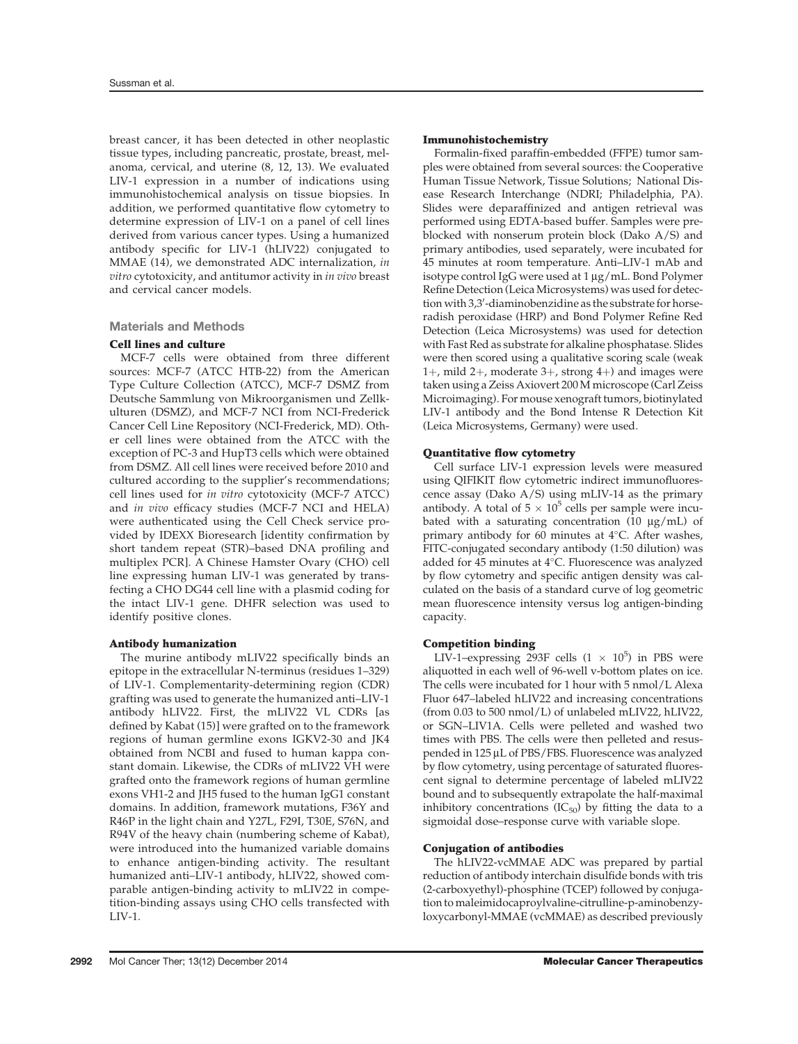breast cancer, it has been detected in other neoplastic tissue types, including pancreatic, prostate, breast, melanoma, cervical, and uterine (8, 12, 13). We evaluated LIV-1 expression in a number of indications using immunohistochemical analysis on tissue biopsies. In addition, we performed quantitative flow cytometry to determine expression of LIV-1 on a panel of cell lines derived from various cancer types. Using a humanized antibody specific for LIV-1 (hLIV22) conjugated to MMAE (14), we demonstrated ADC internalization, *in vitro* cytotoxicity, and antitumor activity in *in vivo* breast and cervical cancer models.

## Materials and Methods

### Cell lines and culture

MCF-7 cells were obtained from three different sources: MCF-7 (ATCC HTB-22) from the American Type Culture Collection (ATCC), MCF-7 DSMZ from Deutsche Sammlung von Mikroorganismen und Zellkulturen (DSMZ), and MCF-7 NCI from NCI-Frederick Cancer Cell Line Repository (NCI-Frederick, MD). Other cell lines were obtained from the ATCC with the exception of PC-3 and HupT3 cells which were obtained from DSMZ. All cell lines were received before 2010 and cultured according to the supplier's recommendations; cell lines used for *in vitro* cytotoxicity (MCF-7 ATCC) and *in vivo* efficacy studies (MCF-7 NCI and HELA) were authenticated using the Cell Check service provided by IDEXX Bioresearch [identity confirmation by short tandem repeat (STR)–based DNA profiling and multiplex PCR]. A Chinese Hamster Ovary (CHO) cell line expressing human LIV-1 was generated by transfecting a CHO DG44 cell line with a plasmid coding for the intact LIV-1 gene. DHFR selection was used to identify positive clones.

### Antibody humanization

The murine antibody mLIV22 specifically binds an epitope in the extracellular N-terminus (residues 1–329) of LIV-1. Complementarity-determining region (CDR) grafting was used to generate the humanized anti–LIV-1 antibody hLIV22. First, the mLIV22 VL CDRs [as defined by Kabat (15)] were grafted on to the framework regions of human germline exons IGKV2-30 and JK4 obtained from NCBI and fused to human kappa constant domain. Likewise, the CDRs of mLIV22 VH were grafted onto the framework regions of human germline exons VH1-2 and JH5 fused to the human IgG1 constant domains. In addition, framework mutations, F36Y and R46P in the light chain and Y27L, F29I, T30E, S76N, and R94V of the heavy chain (numbering scheme of Kabat), were introduced into the humanized variable domains to enhance antigen-binding activity. The resultant humanized anti–LIV-1 antibody, hLIV22, showed comparable antigen-binding activity to mLIV22 in competition-binding assays using CHO cells transfected with LIV-1.

### Immunohistochemistry

Formalin-fixed paraffin-embedded (FFPE) tumor samples were obtained from several sources: the Cooperative Human Tissue Network, Tissue Solutions; National Disease Research Interchange (NDRI; Philadelphia, PA). Slides were deparaffinized and antigen retrieval was performed using EDTA-based buffer. Samples were preblocked with nonserum protein block (Dako A/S) and primary antibodies, used separately, were incubated for 45 minutes at room temperature. Anti–LIV-1 mAb and isotype control IgG were used at 1 μg/mL. Bond Polymer Refine Detection (Leica Microsystems) was used for detection with 3,3′-diaminobenzidine as the substrate for horseradish peroxidase (HRP) and Bond Polymer Refine Red Detection (Leica Microsystems) was used for detection with Fast Red as substrate for alkaline phosphatase. Slides were then scored using a qualitative scoring scale (weak 1+, mild 2+, moderate 3+, strong 4+) and images were taken using a Zeiss Axiovert 200 M microscope (Carl Zeiss Microimaging). For mouse xenograft tumors, biotinylated LIV-1 antibody and the Bond Intense R Detection Kit (Leica Microsystems, Germany) were used.

### Quantitative flow cytometry

Cell surface LIV-1 expression levels were measured using QIFIKIT flow cytometric indirect immunofluorescence assay (Dako A/S) using mLIV-14 as the primary antibody. A total of $5 \times 10^5$ cells per sample were incubated with a saturating concentration (10 μg/mL) of primary antibody for 60 minutes at 4°C. After washes, FITC-conjugated secondary antibody (1:50 dilution) was added for 45 minutes at 4°C. Fluorescence was analyzed by flow cytometry and specific antigen density was calculated on the basis of a standard curve of log geometric mean fluorescence intensity versus log antigen-binding capacity.

### Competition binding

LIV-1–expressing 293F cells ($1 \times 10^5$) in PBS were aliquotted in each well of 96-well v-bottom plates on ice. The cells were incubated for 1 hour with 5 nmol/L Alexa Fluor 647–labeled hLIV22 and increasing concentrations (from 0.03 to 500 nmol/L) of unlabeled mLIV22, hLIV22, or SGN–LIV1A. Cells were pelleted and washed two times with PBS. The cells were then pelleted and resuspended in 125 μL of PBS/FBS. Fluorescence was analyzed by flow cytometry, using percentage of saturated fluorescent signal to determine percentage of labeled mLIV22 bound and to subsequently extrapolate the half-maximal inhibitory concentrations ($IC_{50}$) by fitting the data to a sigmoidal dose–response curve with variable slope.

### Conjugation of antibodies

The hLIV22-vcMMAE ADC was prepared by partial reduction of antibody interchain disulfide bonds with tris (2-carboxyethyl)-phosphine (TCEP) followed by conjugation to maleimidocaproylvaline-citrulline-p-aminobenzyloxycarbonyl-MMAE (vcMMAE) as described previously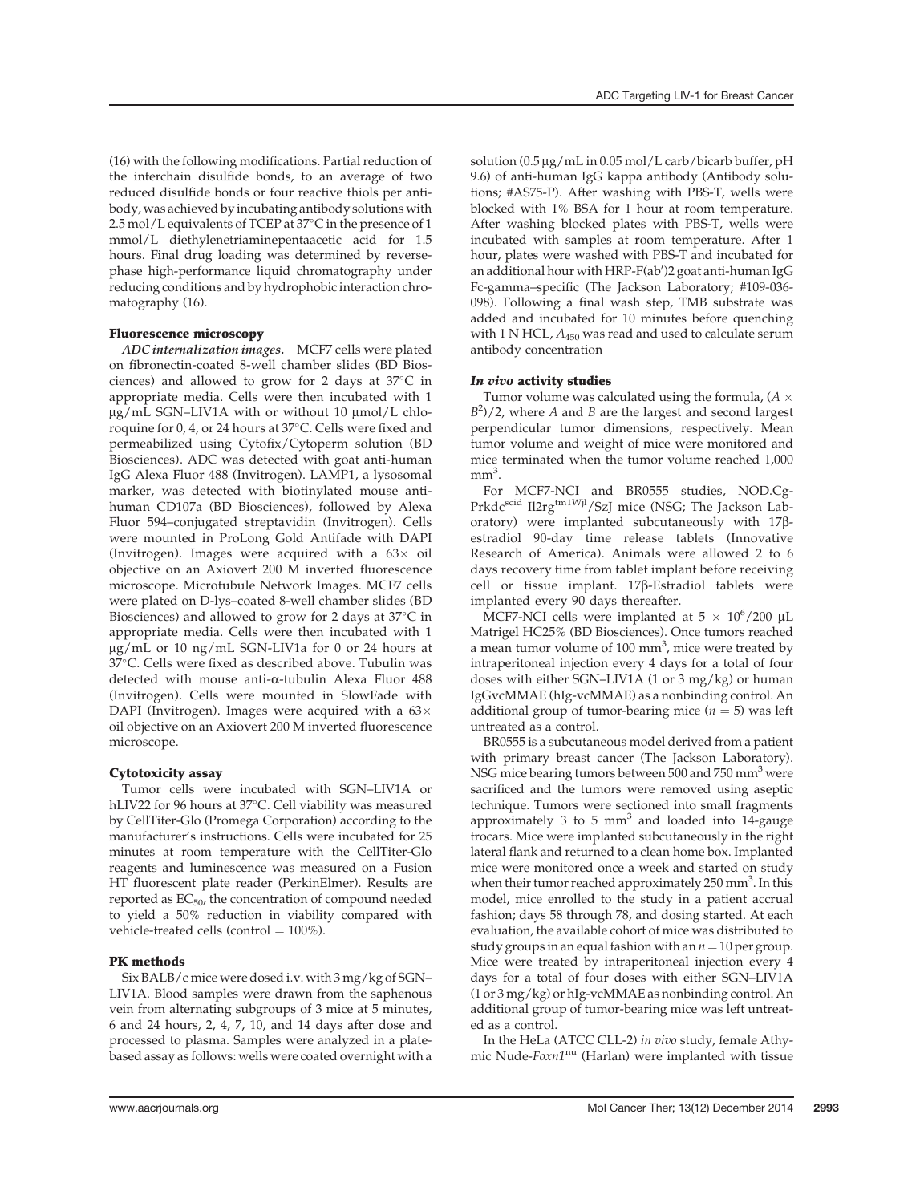(16) with the following modifications. Partial reduction of the interchain disulfide bonds, to an average of two reduced disulfide bonds or four reactive thiols per antibody, was achieved by incubating antibody solutions with 2.5 mol/L equivalents of TCEP at 37°C in the presence of 1 mmol/L diethylenetriaminepentaacetic acid for 1.5 hours. Final drug loading was determined by reverse-phase high-performance liquid chromatography under reducing conditions and by hydrophobic interaction chromatography (16).

### Fluorescence microscopy

***ADC internalization images.*** MCF7 cells were plated on fibronectin-coated 8-well chamber slides (BD Biosciences) and allowed to grow for 2 days at 37°C in appropriate media. Cells were then incubated with 1 μg/mL SGN–LIV1A with or without 10 μmol/L chloroquine for 0, 4, or 24 hours at 37°C. Cells were fixed and permeabilized using Cytofix/Cytoperm solution (BD Biosciences). ADC was detected with goat anti-human IgG Alexa Fluor 488 (Invitrogen). LAMP1, a lysosomal marker, was detected with biotinylated mouse anti-human CD107a (BD Biosciences), followed by Alexa Fluor 594–conjugated streptavidin (Invitrogen). Cells were mounted in ProLong Gold Antifade with DAPI (Invitrogen). Images were acquired with a 63× oil objective on an Axiovert 200 M inverted fluorescence microscope. Microtubule Network Images. MCF7 cells were plated on D-lys–coated 8-well chamber slides (BD Biosciences) and allowed to grow for 2 days at 37°C in appropriate media. Cells were then incubated with 1 μg/mL or 10 ng/mL SGN-LIV1a for 0 or 24 hours at 37°C. Cells were fixed as described above. Tubulin was detected with mouse anti-α-tubulin Alexa Fluor 488 (Invitrogen). Cells were mounted in SlowFade with DAPI (Invitrogen). Images were acquired with a 63× oil objective on an Axiovert 200 M inverted fluorescence microscope.

### Cytotoxicity assay

Tumor cells were incubated with SGN–LIV1A or hLIV22 for 96 hours at 37°C. Cell viability was measured by CellTiter-Glo (Promega Corporation) according to the manufacturer's instructions. Cells were incubated for 25 minutes at room temperature with the CellTiter-Glo reagents and luminescence was measured on a Fusion HT fluorescent plate reader (PerkinElmer). Results are reported as $EC_{50}$, the concentration of compound needed to yield a 50% reduction in viability compared with vehicle-treated cells (control = 100%).

### PK methods

Six BALB/c mice were dosed i.v. with 3 mg/kg of SGN–LIV1A. Blood samples were drawn from the saphenous vein from alternating subgroups of 3 mice at 5 minutes, 6 and 24 hours, 2, 4, 7, 10, and 14 days after dose and processed to plasma. Samples were analyzed in a plate-based assay as follows: wells were coated overnight with a solution (0.5 μg/mL in 0.05 mol/L carb/bicarb buffer, pH 9.6) of anti-human IgG kappa antibody (Antibody solutions; #AS75-P). After washing with PBS-T, wells were blocked with 1% BSA for 1 hour at room temperature. After washing blocked plates with PBS-T, wells were incubated with samples at room temperature. After 1 hour, plates were washed with PBS-T and incubated for an additional hour with HRP-F(ab′)2 goat anti-human IgG Fc-gamma–specific (The Jackson Laboratory; #109-036-098). Following a final wash step, TMB substrate was added and incubated for 10 minutes before quenching with 1 N HCL, $A_{450}$ was read and used to calculate serum antibody concentration

### *In vivo* activity studies

Tumor volume was calculated using the formula, $(A \times B^2)/2$, where $A$ and $B$ are the largest and second largest perpendicular tumor dimensions, respectively. Mean tumor volume and weight of mice were monitored and mice terminated when the tumor volume reached 1,000 $mm^3$.

For MCF7-NCI and BR0555 studies, NOD.Cg-Prkdc[scid] Il2rg[tm1Wjl]/SzJ mice (NSG; The Jackson Laboratory) were implanted subcutaneously with 17β-estradiol 90-day time release tablets (Innovative Research of America). Animals were allowed 2 to 6 days recovery time from tablet implant before receiving cell or tissue implant. 17β-Estradiol tablets were implanted every 90 days thereafter.

MCF7-NCI cells were implanted at $5 \times 10^6$/200 μL Matrigel HC25% (BD Biosciences). Once tumors reached a mean tumor volume of 100 $mm^3$, mice were treated by intraperitoneal injection every 4 days for a total of four doses with either SGN–LIV1A (1 or 3 mg/kg) or human IgGvcMMAE (hIg-vcMMAE) as a nonbinding control. An additional group of tumor-bearing mice ($n = 5$) was left untreated as a control.

BR0555 is a subcutaneous model derived from a patient with primary breast cancer (The Jackson Laboratory). NSG mice bearing tumors between 500 and 750 $mm^3$ were sacrificed and the tumors were removed using aseptic technique. Tumors were sectioned into small fragments approximately 3 to 5 $mm^3$ and loaded into 14-gauge trocars. Mice were implanted subcutaneously in the right lateral flank and returned to a clean home box. Implanted mice were monitored once a week and started on study when their tumor reached approximately 250 $mm^3$. In this model, mice enrolled to the study in a patient accrual fashion; days 58 through 78, and dosing started. At each evaluation, the available cohort of mice was distributed to study groups in an equal fashion with an $n = 10$ per group. Mice were treated by intraperitoneal injection every 4 days for a total of four doses with either SGN–LIV1A (1 or 3 mg/kg) or hIg-vcMMAE as nonbinding control. An additional group of tumor-bearing mice was left untreated as a control.

In the HeLa (ATCC CLL-2) *in vivo* study, female Athymic Nude-*Foxn1*[nu] (Harlan) were implanted with tissue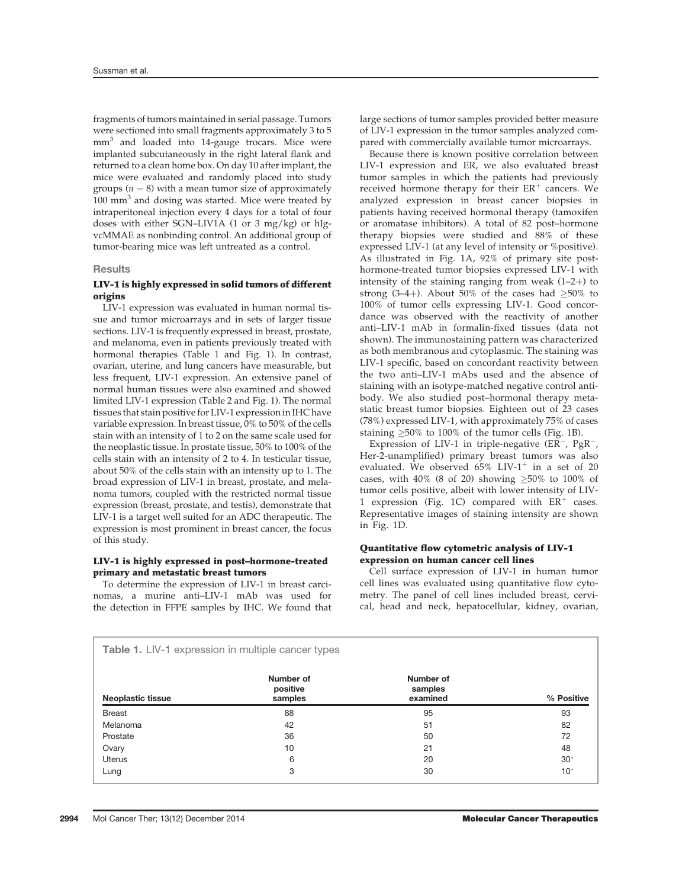fragments of tumors maintained in serial passage. Tumors were sectioned into small fragments approximately 3 to 5 $mm^3$ and loaded into 14-gauge trocars. Mice were implanted subcutaneously in the right lateral flank and returned to a clean home box. On day 10 after implant, the mice were evaluated and randomly placed into study groups ($n = 8$) with a mean tumor size of approximately 100 $mm^3$ and dosing was started. Mice were treated by intraperitoneal injection every 4 days for a total of four doses with either SGN–LIV1A (1 or 3 mg/kg) or hIg-vcMMAE as nonbinding control. An additional group of tumor-bearing mice was left untreated as a control.

## Results

### LIV-1 is highly expressed in solid tumors of different origins

LIV-1 expression was evaluated in human normal tissue and tumor microarrays and in sets of larger tissue sections. LIV-1 is frequently expressed in breast, prostate, and melanoma, even in patients previously treated with hormonal therapies (Table 1 and Fig. 1). In contrast, ovarian, uterine, and lung cancers have measurable, but less frequent, LIV-1 expression. An extensive panel of normal human tissues were also examined and showed limited LIV-1 expression (Table 2 and Fig. 1). The normal tissues that stain positive for LIV-1 expression in IHC have variable expression. In breast tissue, 0% to 50% of the cells stain with an intensity of 1 to 2 on the same scale used for the neoplastic tissue. In prostate tissue, 50% to 100% of the cells stain with an intensity of 2 to 4. In testicular tissue, about 50% of the cells stain with an intensity up to 1. The broad expression of LIV-1 in breast, prostate, and melanoma tumors, coupled with the restricted normal tissue expression (breast, prostate, and testis), demonstrate that LIV-1 is a target well suited for an ADC therapeutic. The expression is most prominent in breast cancer, the focus of this study.

### LIV-1 is highly expressed in post–hormone-treated primary and metastatic breast tumors

To determine the expression of LIV-1 in breast carcinomas, a murine anti–LIV-1 mAb was used for the detection in FFPE samples by IHC. We found that large sections of tumor samples provided better measure of LIV-1 expression in the tumor samples analyzed compared with commercially available tumor microarrays.

Because there is known positive correlation between LIV-1 expression and ER, we also evaluated breast tumor samples in which the patients had previously received hormone therapy for their $ER^+$ cancers. We analyzed expression in breast cancer biopsies in patients having received hormonal therapy (tamoxifen or aromatase inhibitors). A total of 82 post–hormone therapy biopsies were studied and 88% of these expressed LIV-1 (at any level of intensity or %positive). As illustrated in Fig. 1A, 92% of primary site post-hormone-treated tumor biopsies expressed LIV-1 with intensity of the staining ranging from weak (1–2+) to strong (3–4+). About 50% of the cases had ≥50% to 100% of tumor cells expressing LIV-1. Good concordance was observed with the reactivity of another anti–LIV-1 mAb in formalin-fixed tissues (data not shown). The immunostaining pattern was characterized as both membranous and cytoplasmic. The staining was LIV-1 specific, based on concordant reactivity between the two anti–LIV-1 mAbs used and the absence of staining with an isotype-matched negative control antibody. We also studied post–hormonal therapy metastatic breast tumor biopsies. Eighteen out of 23 cases (78%) expressed LIV-1, with approximately 75% of cases staining ≥50% to 100% of the tumor cells (Fig. 1B).

Expression of LIV-1 in triple-negative ($ER^-$, $PgR^-$, Her-2-unamplified) primary breast tumors was also evaluated. We observed 65% $LIV\text{-}1^+$ in a set of 20 cases, with 40% (8 of 20) showing ≥50% to 100% of tumor cells positive, albeit with lower intensity of LIV-1 expression (Fig. 1C) compared with $ER^+$ cases. Representative images of staining intensity are shown in Fig. 1D.

### Quantitative flow cytometric analysis of LIV-1 expression on human cancer cell lines

Cell surface expression of LIV-1 in human tumor cell lines was evaluated using quantitative flow cytometry. The panel of cell lines included breast, cervical, head and neck, hepatocellular, kidney, ovarian,

**Table 1.** LIV-1 expression in multiple cancer types

| Neoplastic tissue | Number of positive samples | Number of samples examined | % Positive |
|---|---|---|---|
| Breast | 88 | 95 | 93 |
| Melanoma | 42 | 51 | 82 |
| Prostate | 36 | 50 | 72 |
| Ovary | 10 | 21 | 48 |
| Uterus | 6 | 20 | 30* |
| Lung | 3 | 30 | 10* |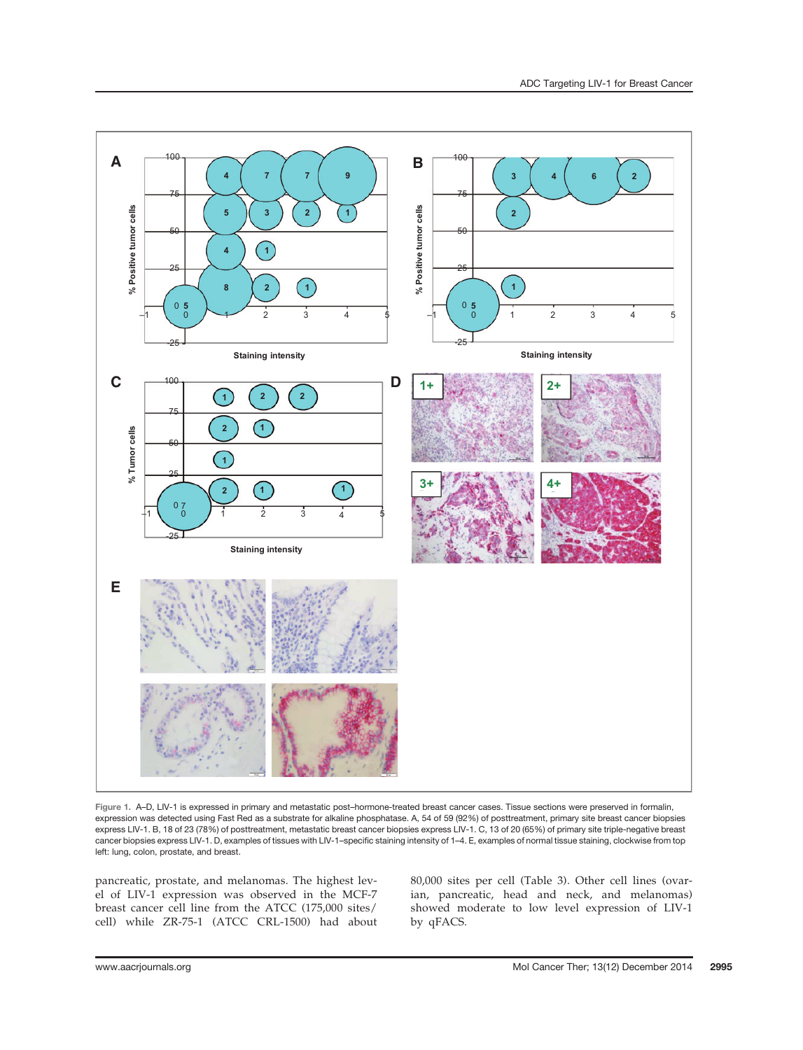Figure 1. A–D, LIV-1 is expressed in primary and metastatic post–hormone-treated breast cancer cases. Tissue sections were preserved in formalin, expression was detected using Fast Red as a substrate for alkaline phosphatase. A, 54 of 59 (92%) of posttreatment, primary site breast cancer biopsies express LIV-1. B, 18 of 23 (78%) of posttreatment, metastatic breast cancer biopsies express LIV-1. C, 13 of 20 (65%) of primary site triple-negative breast cancer biopsies express LIV-1. D, examples of tissues with LIV-1–specific staining intensity of 1–4. E, examples of normal tissue staining, clockwise from top left: lung, colon, prostate, and breast.

pancreatic, prostate, and melanomas. The highest level of LIV-1 expression was observed in the MCF-7 breast cancer cell line from the ATCC (175,000 sites/cell) while ZR-75-1 (ATCC CRL-1500) had about 80,000 sites per cell (Table 3). Other cell lines (ovarian, pancreatic, head and neck, and melanomas) showed moderate to low level expression of LIV-1 by qFACS.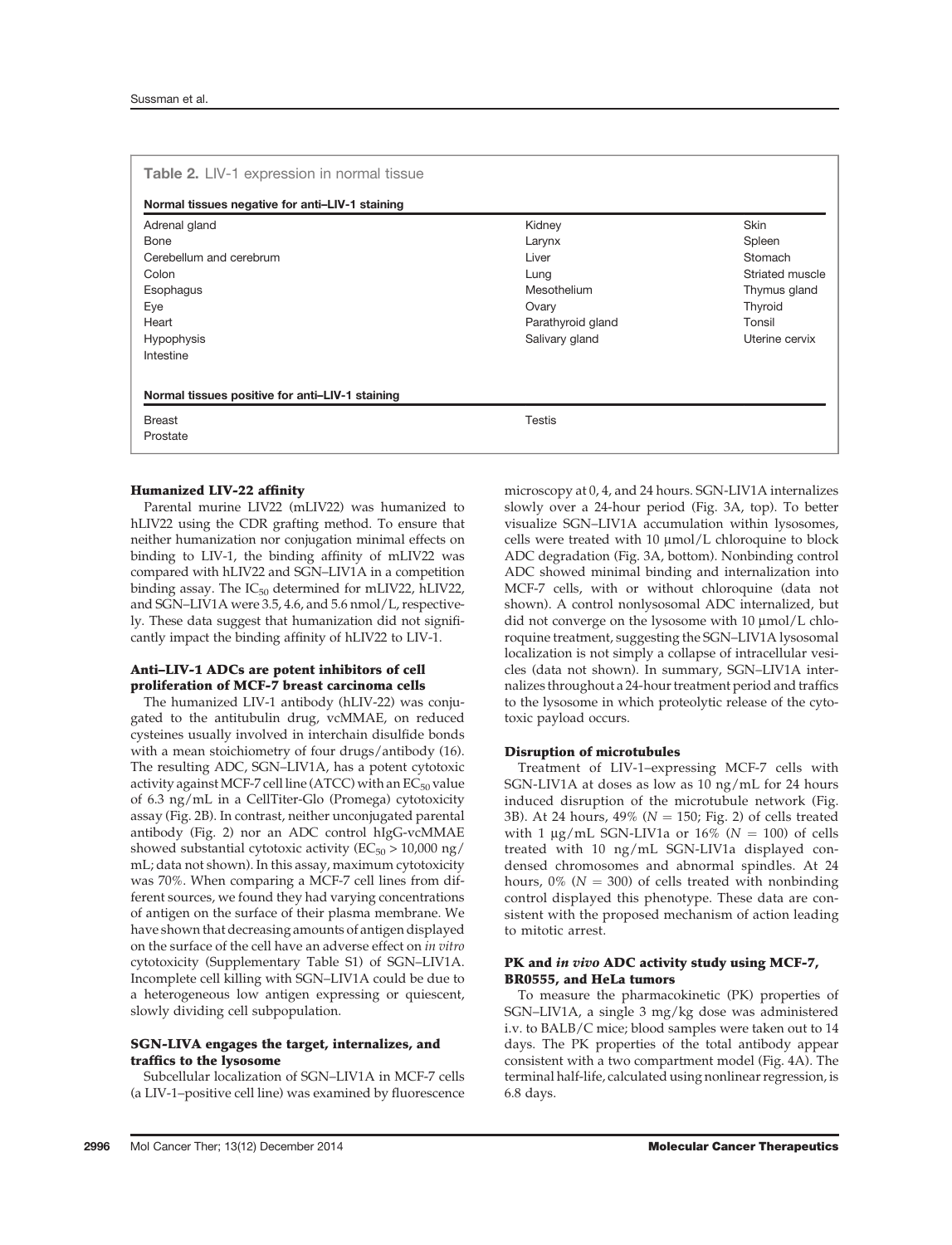**Table 2.** LIV-1 expression in normal tissue

| Normal tissues negative for anti–LIV-1 staining | | |
|---|---|---|
| Adrenal gland | Kidney | Skin |
| Bone | Larynx | Spleen |
| Cerebellum and cerebrum | Liver | Stomach |
| Colon | Lung | Striated muscle |
| Esophagus | Mesothelium | Thymus gland |
| Eye | Ovary | Thyroid |
| Heart | Parathyroid gland | Tonsil |
| Hypophysis | Salivary gland | Uterine cervix |
| Intestine | | |
| **Normal tissues positive for anti–LIV-1 staining** | | |
| Breast | Testis | |
| Prostate | | |

### Humanized LIV-22 affinity

Parental murine LIV22 (mLIV22) was humanized to hLIV22 using the CDR grafting method. To ensure that neither humanization nor conjugation minimal effects on binding to LIV-1, the binding affinity of mLIV22 was compared with hLIV22 and SGN–LIV1A in a competition binding assay. The $IC_{50}$ determined for mLIV22, hLIV22, and SGN–LIV1A were 3.5, 4.6, and 5.6 nmol/L, respectively. These data suggest that humanization did not significantly impact the binding affinity of hLIV22 to LIV-1.

### Anti–LIV-1 ADCs are potent inhibitors of cell proliferation of MCF-7 breast carcinoma cells

The humanized LIV-1 antibody (hLIV-22) was conjugated to the antitubulin drug, vcMMAE, on reduced cysteines usually involved in interchain disulfide bonds with a mean stoichiometry of four drugs/antibody (16). The resulting ADC, SGN–LIV1A, has a potent cytotoxic activity against MCF-7 cell line (ATCC) with an $EC_{50}$ value of 6.3 ng/mL in a CellTiter-Glo (Promega) cytotoxicity assay (Fig. 2B). In contrast, neither unconjugated parental antibody (Fig. 2) nor an ADC control hIgG-vcMMAE showed substantial cytotoxic activity ($EC_{50}$ > 10,000 ng/mL; data not shown). In this assay, maximum cytotoxicity was 70%. When comparing a MCF-7 cell lines from different sources, we found they had varying concentrations of antigen on the surface of their plasma membrane. We have shown that decreasing amounts of antigen displayed on the surface of the cell have an adverse effect on *in vitro* cytotoxicity (Supplementary Table S1) of SGN–LIV1A. Incomplete cell killing with SGN–LIV1A could be due to a heterogeneous low antigen expressing or quiescent, slowly dividing cell subpopulation.

### SGN-LIVA engages the target, internalizes, and traffics to the lysosome

Subcellular localization of SGN–LIV1A in MCF-7 cells (a LIV-1–positive cell line) was examined by fluorescence microscopy at 0, 4, and 24 hours. SGN-LIV1A internalizes slowly over a 24-hour period (Fig. 3A, top). To better visualize SGN–LIV1A accumulation within lysosomes, cells were treated with 10 μmol/L chloroquine to block ADC degradation (Fig. 3A, bottom). Nonbinding control ADC showed minimal binding and internalization into MCF-7 cells, with or without chloroquine (data not shown). A control nonlysosomal ADC internalized, but did not converge on the lysosome with 10 μmol/L chloroquine treatment, suggesting the SGN–LIV1A lysosomal localization is not simply a collapse of intracellular vesicles (data not shown). In summary, SGN–LIV1A internalizes throughout a 24-hour treatment period and traffics to the lysosome in which proteolytic release of the cytotoxic payload occurs.

### Disruption of microtubules

Treatment of LIV-1–expressing MCF-7 cells with SGN-LIV1A at doses as low as 10 ng/mL for 24 hours induced disruption of the microtubule network (Fig. 3B). At 24 hours, 49% ($N = 150$; Fig. 2) of cells treated with 1 μg/mL SGN-LIV1a or 16% ($N = 100$) of cells treated with 10 ng/mL SGN-LIV1a displayed condensed chromosomes and abnormal spindles. At 24 hours, 0% ($N = 300$) of cells treated with nonbinding control displayed this phenotype. These data are consistent with the proposed mechanism of action leading to mitotic arrest.

### PK and *in vivo* ADC activity study using MCF-7, BR0555, and HeLa tumors

To measure the pharmacokinetic (PK) properties of SGN–LIV1A, a single 3 mg/kg dose was administered i.v. to BALB/C mice; blood samples were taken out to 14 days. The PK properties of the total antibody appear consistent with a two compartment model (Fig. 4A). The terminal half-life, calculated using nonlinear regression, is 6.8 days.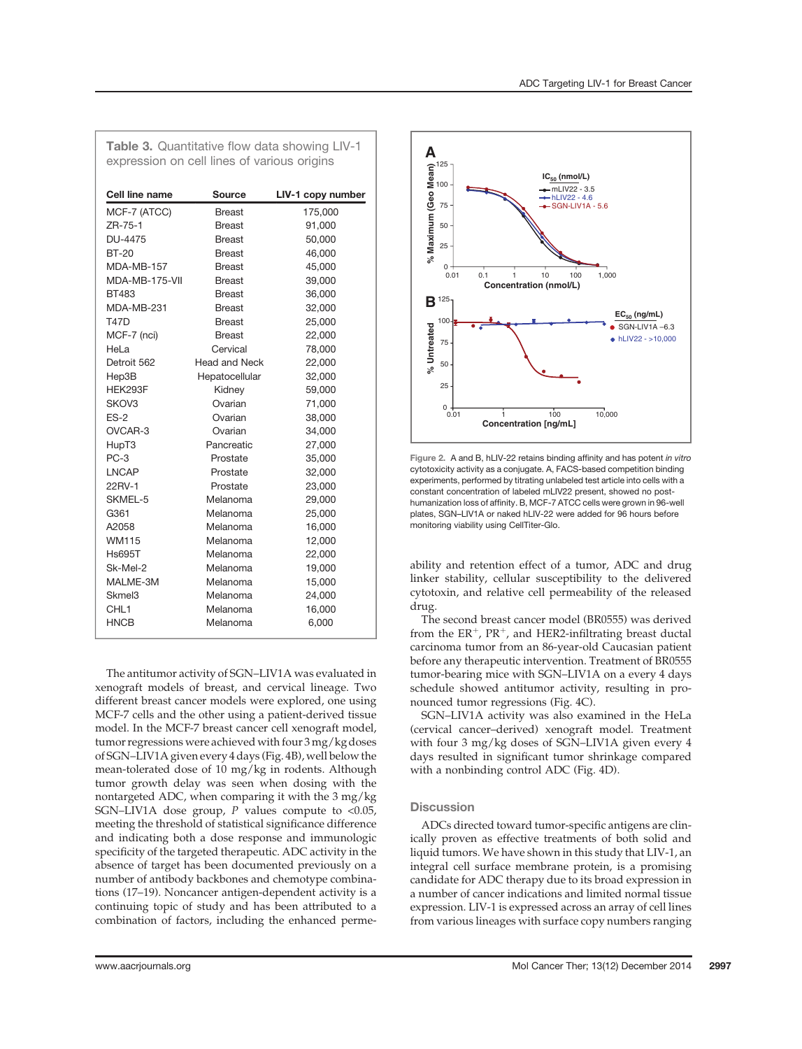**Table 3.** Quantitative flow data showing LIV-1 expression on cell lines of various origins

| Cell line name | Source | LIV-1 copy number |
|---|---|---|
| MCF-7 (ATCC) | Breast | 175,000 |
| ZR-75-1 | Breast | 91,000 |
| DU-4475 | Breast | 50,000 |
| BT-20 | Breast | 46,000 |
| MDA-MB-157 | Breast | 45,000 |
| MDA-MB-175-VII | Breast | 39,000 |
| BT483 | Breast | 36,000 |
| MDA-MB-231 | Breast | 32,000 |
| T47D | Breast | 25,000 |
| MCF-7 (nci) | Breast | 22,000 |
| HeLa | Cervical | 78,000 |
| Detroit 562 | Head and Neck | 22,000 |
| Hep3B | Hepatocellular | 32,000 |
| HEK293F | Kidney | 59,000 |
| SKOV3 | Ovarian | 71,000 |
| ES-2 | Ovarian | 38,000 |
| OVCAR-3 | Ovarian | 34,000 |
| HupT3 | Pancreatic | 27,000 |
| PC-3 | Prostate | 35,000 |
| LNCAP | Prostate | 32,000 |
| 22RV-1 | Prostate | 23,000 |
| SKMEL-5 | Melanoma | 29,000 |
| G361 | Melanoma | 25,000 |
| A2058 | Melanoma | 16,000 |
| WM115 | Melanoma | 12,000 |
| Hs695T | Melanoma | 22,000 |
| Sk-Mel-2 | Melanoma | 19,000 |
| MALME-3M | Melanoma | 15,000 |
| Skmel3 | Melanoma | 24,000 |
| CHL1 | Melanoma | 16,000 |
| HNCB | Melanoma | 6,000 |

The antitumor activity of SGN–LIV1A was evaluated in xenograft models of breast, and cervical lineage. Two different breast cancer models were explored, one using MCF-7 cells and the other using a patient-derived tissue model. In the MCF-7 breast cancer cell xenograft model, tumor regressions were achieved with four 3 mg/kg doses of SGN–LIV1A given every 4 days (Fig. 4B), well below the mean-tolerated dose of 10 mg/kg in rodents. Although tumor growth delay was seen when dosing with the nontargeted ADC, when comparing it with the 3 mg/kg SGN–LIV1A dose group, *P* values compute to <0.05, meeting the threshold of statistical significance difference and indicating both a dose response and immunologic specificity of the targeted therapeutic. ADC activity in the absence of target has been documented previously on a number of antibody backbones and chemotype combinations (17–19). Noncancer antigen-dependent activity is a continuing topic of study and has been attributed to a combination of factors, including the enhanced permeability and retention effect of a tumor, ADC and drug linker stability, cellular susceptibility to the delivered cytotoxin, and relative cell permeability of the released drug.

Figure 2. A and B, hLIV-22 retains binding affinity and has potent *in vitro* cytotoxicity activity as a conjugate. A, FACS-based competition binding experiments, performed by titrating unlabeled test article into cells with a constant concentration of labeled mLIV22 present, showed no post-humanization loss of affinity. B, MCF-7 ATCC cells were grown in 96-well plates, SGN–LIV1A or naked hLIV-22 were added for 96 hours before monitoring viability using CellTiter-Glo.

The second breast cancer model (BR0555) was derived from the $ER^+$, $PR^+$, and HER2-infiltrating breast ductal carcinoma tumor from an 86-year-old Caucasian patient before any therapeutic intervention. Treatment of BR0555 tumor-bearing mice with SGN–LIV1A on a every 4 days schedule showed antitumor activity, resulting in pronounced tumor regressions (Fig. 4C).

SGN–LIV1A activity was also examined in the HeLa (cervical cancer–derived) xenograft model. Treatment with four 3 mg/kg doses of SGN–LIV1A given every 4 days resulted in significant tumor shrinkage compared with a nonbinding control ADC (Fig. 4D).

## Discussion

ADCs directed toward tumor-specific antigens are clinically proven as effective treatments of both solid and liquid tumors. We have shown in this study that LIV-1, an integral cell surface membrane protein, is a promising candidate for ADC therapy due to its broad expression in a number of cancer indications and limited normal tissue expression. LIV-1 is expressed across an array of cell lines from various lineages with surface copy numbers ranging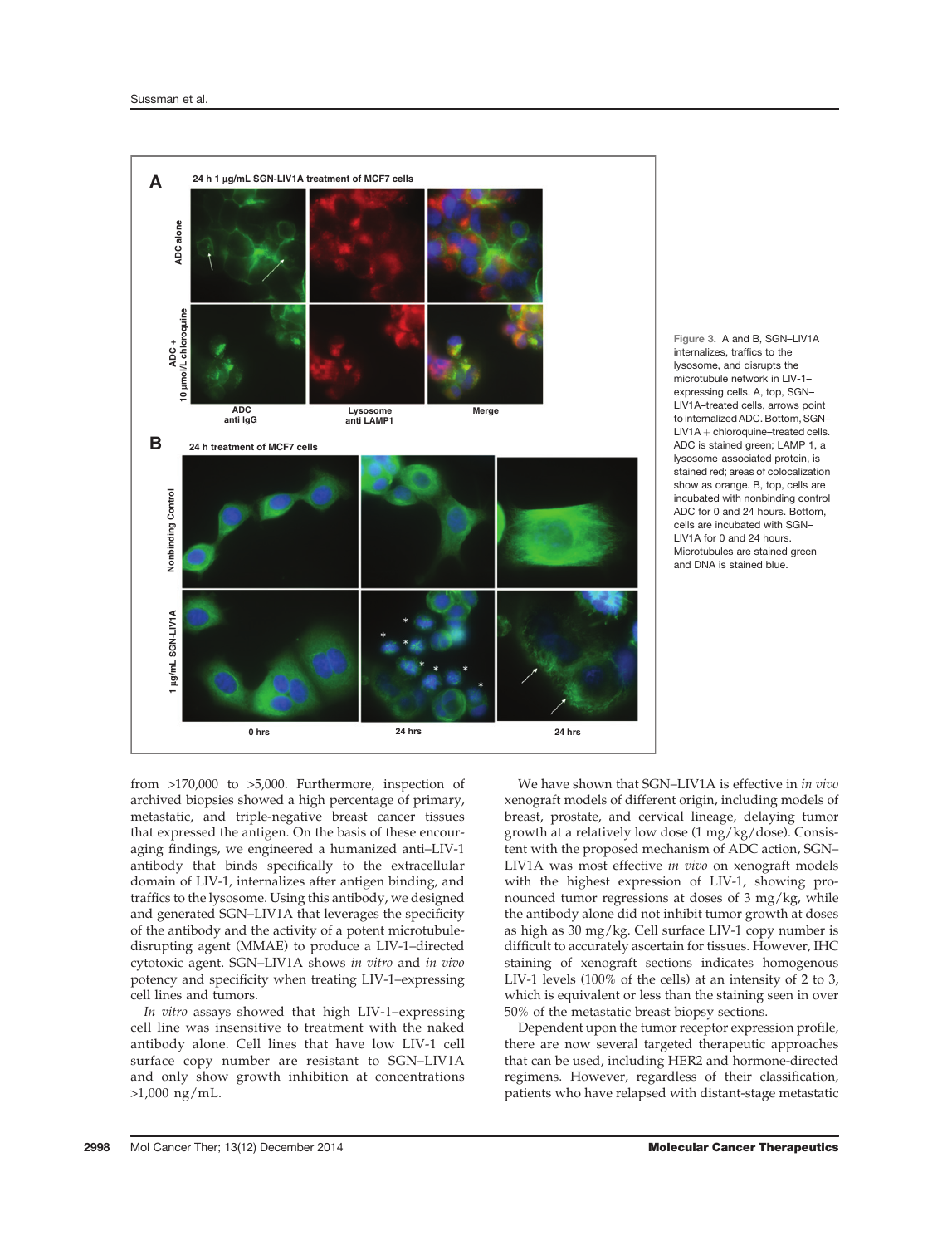Figure 3. A and B, SGN–LIV1A internalizes, traffics to the lysosome, and disrupts the microtubule network in LIV-1–expressing cells. A, top, SGN–LIV1A–treated cells, arrows point to internalized ADC. Bottom, SGN–LIV1A + chloroquine–treated cells. ADC is stained green; LAMP 1, a lysosome-associated protein, is stained red; areas of colocalization show as orange. B, top, cells are incubated with nonbinding control ADC for 0 and 24 hours. Bottom, cells are incubated with SGN–LIV1A for 0 and 24 hours. Microtubules are stained green and DNA is stained blue.

from >170,000 to >5,000. Furthermore, inspection of archived biopsies showed a high percentage of primary, metastatic, and triple-negative breast cancer tissues that expressed the antigen. On the basis of these encouraging findings, we engineered a humanized anti–LIV-1 antibody that binds specifically to the extracellular domain of LIV-1, internalizes after antigen binding, and traffics to the lysosome. Using this antibody, we designed and generated SGN–LIV1A that leverages the specificity of the antibody and the activity of a potent microtubule-disrupting agent (MMAE) to produce a LIV-1–directed cytotoxic agent. SGN–LIV1A shows *in vitro* and *in vivo* potency and specificity when treating LIV-1–expressing cell lines and tumors.

*In vitro* assays showed that high LIV-1–expressing cell line was insensitive to treatment with the naked antibody alone. Cell lines that have low LIV-1 cell surface copy number are resistant to SGN–LIV1A and only show growth inhibition at concentrations >1,000 ng/mL.

We have shown that SGN–LIV1A is effective in *in vivo* xenograft models of different origin, including models of breast, prostate, and cervical lineage, delaying tumor growth at a relatively low dose (1 mg/kg/dose). Consistent with the proposed mechanism of ADC action, SGN–LIV1A was most effective *in vivo* on xenograft models with the highest expression of LIV-1, showing pronounced tumor regressions at doses of 3 mg/kg, while the antibody alone did not inhibit tumor growth at doses as high as 30 mg/kg. Cell surface LIV-1 copy number is difficult to accurately ascertain for tissues. However, IHC staining of xenograft sections indicates homogenous LIV-1 levels (100% of the cells) at an intensity of 2 to 3, which is equivalent or less than the staining seen in over 50% of the metastatic breast biopsy sections.

Dependent upon the tumor receptor expression profile, there are now several targeted therapeutic approaches that can be used, including HER2 and hormone-directed regimens. However, regardless of their classification, patients who have relapsed with distant-stage metastatic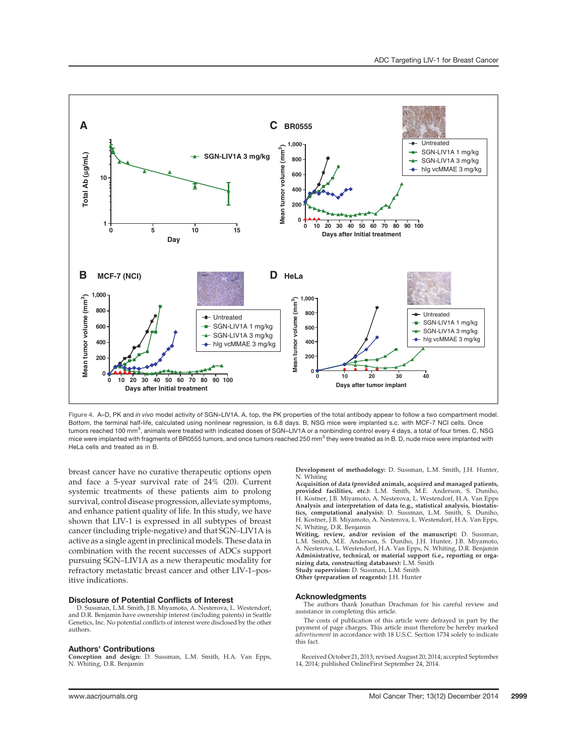Figure 4. A–D, PK and *in vivo* model activity of SGN–LIV1A. A, top, the PK properties of the total antibody appear to follow a two compartment model. Bottom, the terminal half-life, calculated using nonlinear regression, is 6.8 days. B, NSG mice were implanted s.c. with MCF-7 NCI cells. Once tumors reached 100 $mm^3$, animals were treated with indicated doses of SGN–LIV1A or a nonbinding control every 4 days, a total of four times. C, NSG mice were implanted with fragments of BR0555 tumors, and once tumors reached 250 $mm^3$ they were treated as in B. D, nude mice were implanted with HeLa cells and treated as in B.

breast cancer have no curative therapeutic options open and face a 5-year survival rate of 24% (20). Current systemic treatments of these patients aim to prolong survival, control disease progression, alleviate symptoms, and enhance patient quality of life. In this study, we have shown that LIV-1 is expressed in all subtypes of breast cancer (including triple-negative) and that SGN–LIV1A is active as a single agent in preclinical models. These data in combination with the recent successes of ADCs support pursuing SGN–LIV1A as a new therapeutic modality for refractory metastatic breast cancer and other LIV-1–positive indications.

## Disclosure of Potential Conflicts of Interest

D. Sussman, L.M. Smith, J.B. Miyamoto, A. Nesterova, L. Westendorf, and D.R. Benjamin have ownership interest (including patents) in Seattle Genetics, Inc. No potential conflicts of interest were disclosed by the other authors.

## Authors' Contributions

**Conception and design:** D. Sussman, L.M. Smith, H.A. Van Epps, N. Whiting, D.R. Benjamin
**Development of methodology:** D. Sussman, L.M. Smith, J.H. Hunter, N. Whiting
**Acquisition of data (provided animals, acquired and managed patients, provided facilities, etc.):** L.M. Smith, M.E. Anderson, S. Duniho, H. Kostner, J.B. Miyamoto, A. Nesterova, L. Westendorf, H.A. Van Epps
**Analysis and interpretation of data (e.g., statistical analysis, biostatistics, computational analysis):** D. Sussman, L.M. Smith, S. Duniho, H. Kostner, J.B. Miyamoto, A. Nesterova, L. Westendorf, H.A. Van Epps, N. Whiting, D.R. Benjamin
**Writing, review, and/or revision of the manuscript:** D. Sussman, L.M. Smith, M.E. Anderson, S. Duniho, J.H. Hunter, J.B. Miyamoto, A. Nesterova, L. Westendorf, H.A. Van Epps, N. Whiting, D.R. Benjamin
**Administrative, technical, or material support (i.e., reporting or organizing data, constructing databases):** L.M. Smith
**Study supervision:** D. Sussman, L.M. Smith
**Other (preparation of reagents):** J.H. Hunter

## Acknowledgments

The authors thank Jonathan Drachman for his careful review and assistance in completing this article.

The costs of publication of this article were defrayed in part by the payment of page charges. This article must therefore be hereby marked *advertisement* in accordance with 18 U.S.C. Section 1734 solely to indicate this fact.

Received October 21, 2013; revised August 20, 2014; accepted September 14, 2014; published OnlineFirst September 24, 2014.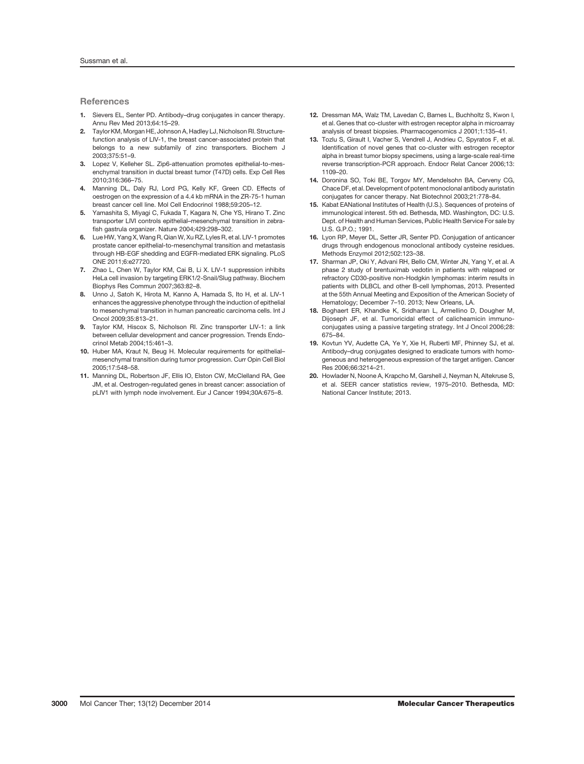## References

1. Sievers EL, Senter PD. Antibody–drug conjugates in cancer therapy. Annu Rev Med 2013;64:15–29.
2. Taylor KM, Morgan HE, Johnson A, Hadley LJ, Nicholson RI. Structure-function analysis of LIV-1, the breast cancer-associated protein that belongs to a new subfamily of zinc transporters. Biochem J 2003;375:51–9.
3. Lopez V, Kelleher SL. Zip6-attenuation promotes epithelial-to-mesenchymal transition in ductal breast tumor (T47D) cells. Exp Cell Res 2010;316:366–75.
4. Manning DL, Daly RJ, Lord PG, Kelly KF, Green CD. Effects of oestrogen on the expression of a 4.4 kb mRNA in the ZR-75-1 human breast cancer cell line. Mol Cell Endocrinol 1988;59:205–12.
5. Yamashita S, Miyagi C, Fukada T, Kagara N, Che YS, Hirano T. Zinc transporter LIVI controls epithelial–mesenchymal transition in zebrafish gastrula organizer. Nature 2004;429:298–302.
6. Lue HW, Yang X, Wang R, Qian W, Xu RZ, Lyles R, et al. LIV-1 promotes prostate cancer epithelial-to-mesenchymal transition and metastasis through HB-EGF shedding and EGFR-mediated ERK signaling. PLoS ONE 2011;6:e27720.
7. Zhao L, Chen W, Taylor KM, Cai B, Li X. LIV-1 suppression inhibits HeLa cell invasion by targeting ERK1/2-Snail/Slug pathway. Biochem Biophys Res Commun 2007;363:82–8.
8. Unno J, Satoh K, Hirota M, Kanno A, Hamada S, Ito H, et al. LIV-1 enhances the aggressive phenotype through the induction of epithelial to mesenchymal transition in human pancreatic carcinoma cells. Int J Oncol 2009;35:813–21.
9. Taylor KM, Hiscox S, Nicholson RI. Zinc transporter LIV-1: a link between cellular development and cancer progression. Trends Endocrinol Metab 2004;15:461–3.
10. Huber MA, Kraut N, Beug H. Molecular requirements for epithelial–mesenchymal transition during tumor progression. Curr Opin Cell Biol 2005;17:548–58.
11. Manning DL, Robertson JF, Ellis IO, Elston CW, McClelland RA, Gee JM, et al. Oestrogen-regulated genes in breast cancer: association of pLIV1 with lymph node involvement. Eur J Cancer 1994;30A:675–8.
12. Dressman MA, Walz TM, Lavedan C, Barnes L, Buchholtz S, Kwon I, et al. Genes that co-cluster with estrogen receptor alpha in microarray analysis of breast biopsies. Pharmacogenomics J 2001;1:135–41.
13. Tozlu S, Girault I, Vacher S, Vendrell J, Andrieu C, Spyratos F, et al. Identification of novel genes that co-cluster with estrogen receptor alpha in breast tumor biopsy specimens, using a large-scale real-time reverse transcription-PCR approach. Endocr Relat Cancer 2006;13:1109–20.
14. Doronina SO, Toki BE, Torgov MY, Mendelsohn BA, Cerveny CG, Chace DF, et al. Development of potent monoclonal antibody auristatin conjugates for cancer therapy. Nat Biotechnol 2003;21:778–84.
15. Kabat EANational Institutes of Health (U.S.). Sequences of proteins of immunological interest. 5th ed. Bethesda, MD. Washington, DC: U.S. Dept. of Health and Human Services, Public Health Service For sale by U.S. G.P.O.; 1991.
16. Lyon RP, Meyer DL, Setter JR, Senter PD. Conjugation of anticancer drugs through endogenous monoclonal antibody cysteine residues. Methods Enzymol 2012;502:123–38.
17. Sharman JP, Oki Y, Advani RH, Bello CM, Winter JN, Yang Y, et al. A phase 2 study of brentuximab vedotin in patients with relapsed or refractory CD30-positive non-Hodgkin lymphomas: interim results in patients with DLBCL and other B-cell lymphomas, 2013. Presented at the 55th Annual Meeting and Exposition of the American Society of Hematology; December 7–10. 2013; New Orleans, LA.
18. Boghaert ER, Khandke K, Sridharan L, Armellino D, Dougher M, Dijoseph JF, et al. Tumoricidal effect of calicheamicin immuno-conjugates using a passive targeting strategy. Int J Oncol 2006;28:675–84.
19. Kovtun YV, Audette CA, Ye Y, Xie H, Ruberti MF, Phinney SJ, et al. Antibody–drug conjugates designed to eradicate tumors with homogeneous and heterogeneous expression of the target antigen. Cancer Res 2006;66:3214–21.
20. Howlader N, Noone A, Krapcho M, Garshell J, Neyman N, Altekruse S, et al. SEER cancer statistics review, 1975–2010. Bethesda, MD: National Cancer Institute; 2013.